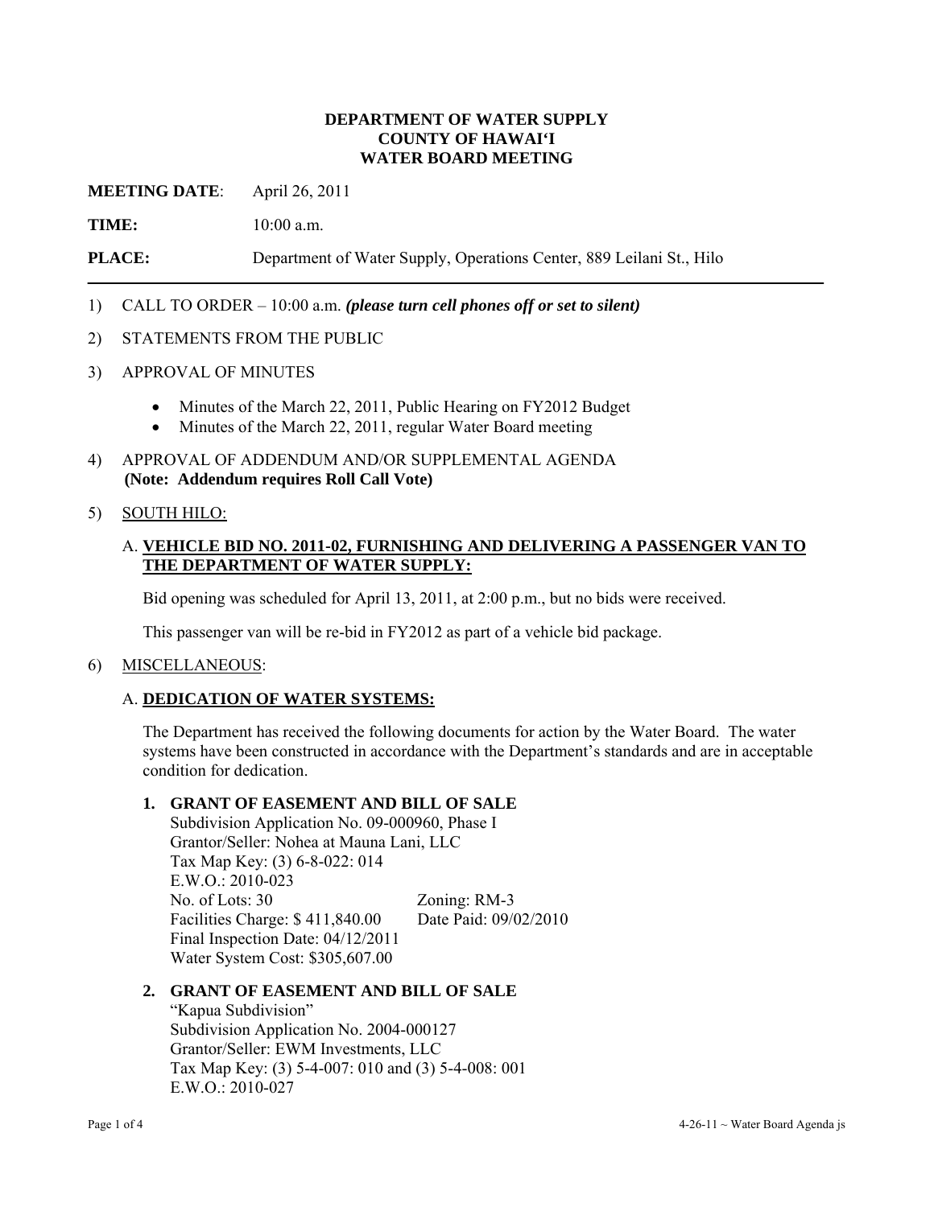**DEPARTMENT OF WATER SUPPLY**
**COUNTY OF HAWAI'I**
**WATER BOARD MEETING**

**MEETING DATE**: April 26, 2011

**TIME:** 10:00 a.m.

**PLACE:** Department of Water Supply, Operations Center, 889 Leilani St., Hilo

---

1) CALL TO ORDER – 10:00 a.m. ***(please turn cell phones off or set to silent)***

2) STATEMENTS FROM THE PUBLIC

3) APPROVAL OF MINUTES

   - Minutes of the March 22, 2011, Public Hearing on FY2012 Budget
   - Minutes of the March 22, 2011, regular Water Board meeting

4) APPROVAL OF ADDENDUM AND/OR SUPPLEMENTAL AGENDA
   **(Note: Addendum requires Roll Call Vote)**

5) <u>SOUTH HILO:</u>

   A. **<u>VEHICLE BID NO. 2011-02, FURNISHING AND DELIVERING A PASSENGER VAN TO THE DEPARTMENT OF WATER SUPPLY:</u>**

   Bid opening was scheduled for April 13, 2011, at 2:00 p.m., but no bids were received.

   This passenger van will be re-bid in FY2012 as part of a vehicle bid package.

6) <u>MISCELLANEOUS</u>:

   A. **<u>DEDICATION OF WATER SYSTEMS:</u>**

   The Department has received the following documents for action by the Water Board. The water systems have been constructed in accordance with the Department's standards and are in acceptable condition for dedication.

   **1. GRANT OF EASEMENT AND BILL OF SALE**
   Subdivision Application No. 09-000960, Phase I
   Grantor/Seller: Nohea at Mauna Lani, LLC
   Tax Map Key: (3) 6-8-022: 014
   E.W.O.: 2010-023
   No. of Lots: 30 Zoning: RM-3
   Facilities Charge: $ 411,840.00 Date Paid: 09/02/2010
   Final Inspection Date: 04/12/2011
   Water System Cost: $305,607.00

   **2. GRANT OF EASEMENT AND BILL OF SALE**
   "Kapua Subdivision"
   Subdivision Application No. 2004-000127
   Grantor/Seller: EWM Investments, LLC
   Tax Map Key: (3) 5-4-007: 010 and (3) 5-4-008: 001
   E.W.O.: 2010-027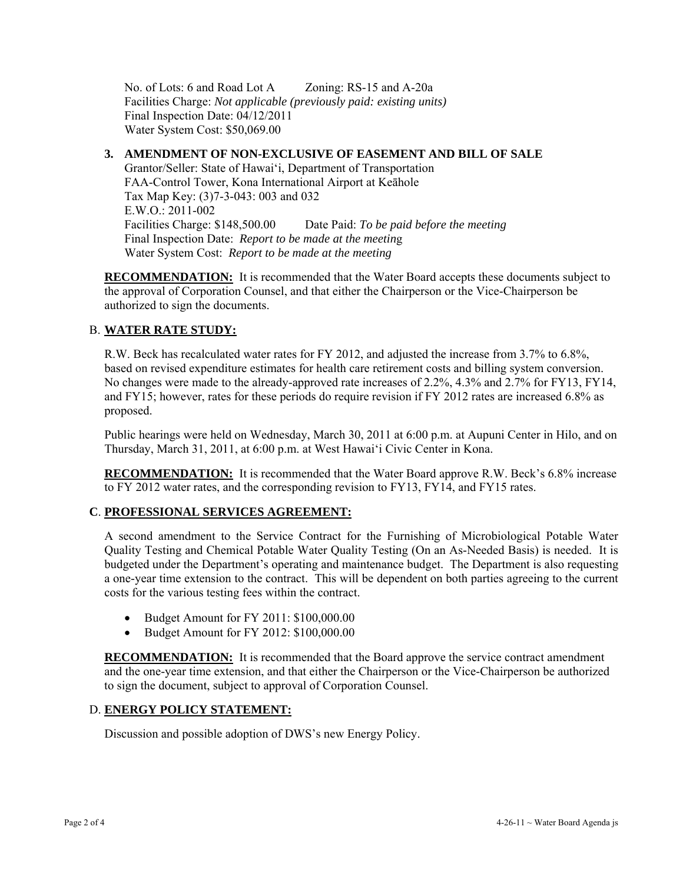No. of Lots: 6 and Road Lot A Zoning: RS-15 and A-20a
Facilities Charge: *Not applicable (previously paid: existing units)*
Final Inspection Date: 04/12/2011
Water System Cost: $50,069.00

**3. AMENDMENT OF NON-EXCLUSIVE OF EASEMENT AND BILL OF SALE**
Grantor/Seller: State of Hawai'i, Department of Transportation
FAA-Control Tower, Kona International Airport at Keāhole
Tax Map Key: (3)7-3-043: 003 and 032
E.W.O.: 2011-002
Facilities Charge: $148,500.00 Date Paid: *To be paid before the meeting*
Final Inspection Date: *Report to be made at the meeting*
Water System Cost: *Report to be made at the meeting*

**RECOMMENDATION:** It is recommended that the Water Board accepts these documents subject to the approval of Corporation Counsel, and that either the Chairperson or the Vice-Chairperson be authorized to sign the documents.

## B. **WATER RATE STUDY:**

R.W. Beck has recalculated water rates for FY 2012, and adjusted the increase from 3.7% to 6.8%, based on revised expenditure estimates for health care retirement costs and billing system conversion. No changes were made to the already-approved rate increases of 2.2%, 4.3% and 2.7% for FY13, FY14, and FY15; however, rates for these periods do require revision if FY 2012 rates are increased 6.8% as proposed.

Public hearings were held on Wednesday, March 30, 2011 at 6:00 p.m. at Aupuni Center in Hilo, and on Thursday, March 31, 2011, at 6:00 p.m. at West Hawai'i Civic Center in Kona.

**RECOMMENDATION:** It is recommended that the Water Board approve R.W. Beck's 6.8% increase to FY 2012 water rates, and the corresponding revision to FY13, FY14, and FY15 rates.

## C. **PROFESSIONAL SERVICES AGREEMENT:**

A second amendment to the Service Contract for the Furnishing of Microbiological Potable Water Quality Testing and Chemical Potable Water Quality Testing (On an As-Needed Basis) is needed. It is budgeted under the Department's operating and maintenance budget. The Department is also requesting a one-year time extension to the contract. This will be dependent on both parties agreeing to the current costs for the various testing fees within the contract.

- Budget Amount for FY 2011: $100,000.00
- Budget Amount for FY 2012: $100,000.00

**RECOMMENDATION:** It is recommended that the Board approve the service contract amendment and the one-year time extension, and that either the Chairperson or the Vice-Chairperson be authorized to sign the document, subject to approval of Corporation Counsel.

## D. **ENERGY POLICY STATEMENT:**

Discussion and possible adoption of DWS's new Energy Policy.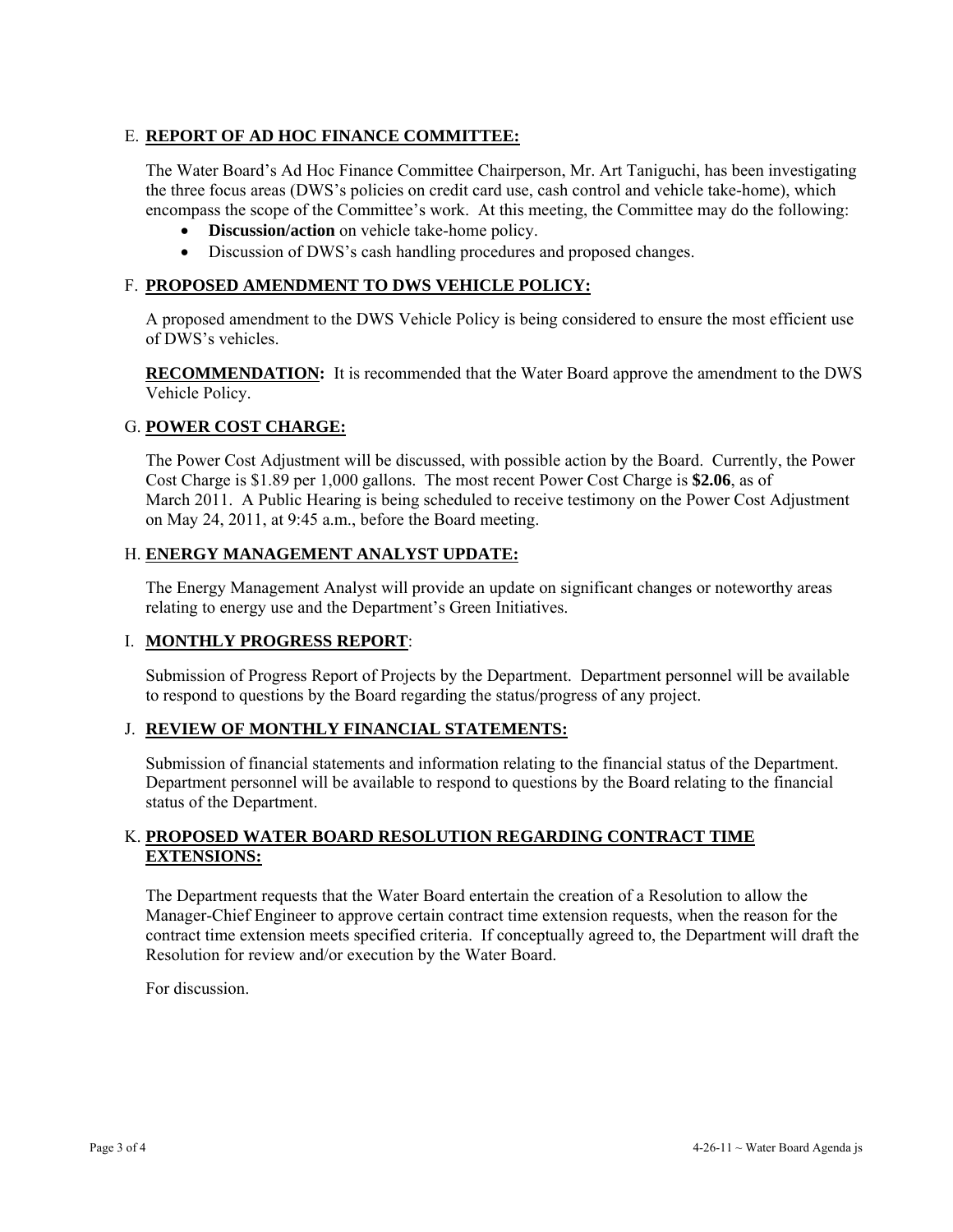## E. **REPORT OF AD HOC FINANCE COMMITTEE:**

The Water Board's Ad Hoc Finance Committee Chairperson, Mr. Art Taniguchi, has been investigating the three focus areas (DWS's policies on credit card use, cash control and vehicle take-home), which encompass the scope of the Committee's work. At this meeting, the Committee may do the following:

- **Discussion/action** on vehicle take-home policy.
- Discussion of DWS's cash handling procedures and proposed changes.

## F. **PROPOSED AMENDMENT TO DWS VEHICLE POLICY:**

A proposed amendment to the DWS Vehicle Policy is being considered to ensure the most efficient use of DWS's vehicles.

**RECOMMENDATION:** It is recommended that the Water Board approve the amendment to the DWS Vehicle Policy.

## G. **POWER COST CHARGE:**

The Power Cost Adjustment will be discussed, with possible action by the Board. Currently, the Power Cost Charge is $1.89 per 1,000 gallons. The most recent Power Cost Charge is **$2.06**, as of March 2011. A Public Hearing is being scheduled to receive testimony on the Power Cost Adjustment on May 24, 2011, at 9:45 a.m., before the Board meeting.

## H. **ENERGY MANAGEMENT ANALYST UPDATE:**

The Energy Management Analyst will provide an update on significant changes or noteworthy areas relating to energy use and the Department's Green Initiatives.

## I. **MONTHLY PROGRESS REPORT**:

Submission of Progress Report of Projects by the Department. Department personnel will be available to respond to questions by the Board regarding the status/progress of any project.

## J. **REVIEW OF MONTHLY FINANCIAL STATEMENTS:**

Submission of financial statements and information relating to the financial status of the Department. Department personnel will be available to respond to questions by the Board relating to the financial status of the Department.

## K. **PROPOSED WATER BOARD RESOLUTION REGARDING CONTRACT TIME EXTENSIONS:**

The Department requests that the Water Board entertain the creation of a Resolution to allow the Manager-Chief Engineer to approve certain contract time extension requests, when the reason for the contract time extension meets specified criteria. If conceptually agreed to, the Department will draft the Resolution for review and/or execution by the Water Board.

For discussion.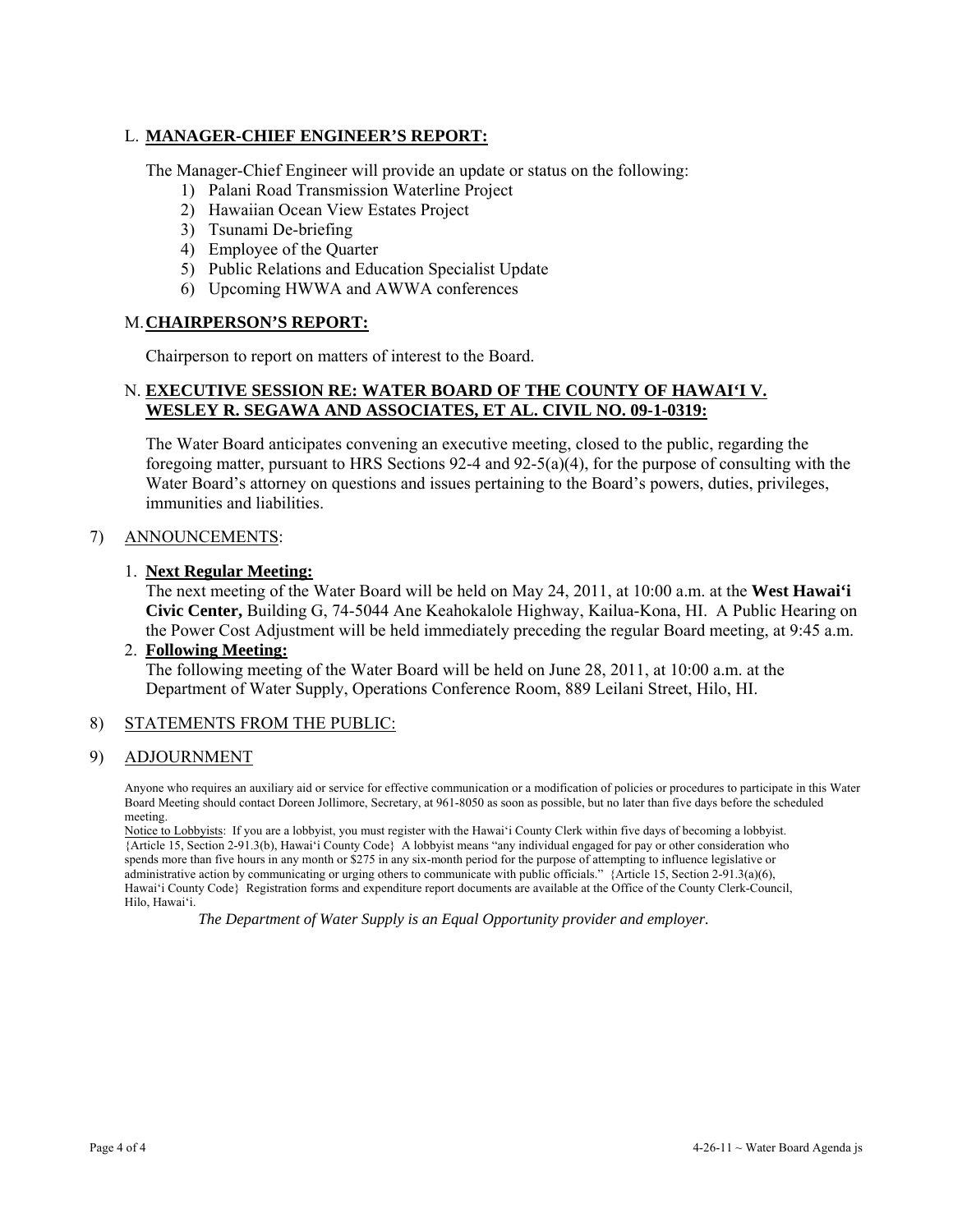L. **MANAGER-CHIEF ENGINEER'S REPORT:**

The Manager-Chief Engineer will provide an update or status on the following:

1) Palani Road Transmission Waterline Project
2) Hawaiian Ocean View Estates Project
3) Tsunami De-briefing
4) Employee of the Quarter
5) Public Relations and Education Specialist Update
6) Upcoming HWWA and AWWA conferences

M. **CHAIRPERSON'S REPORT:**

Chairperson to report on matters of interest to the Board.

N. **EXECUTIVE SESSION RE: WATER BOARD OF THE COUNTY OF HAWAI'I V. WESLEY R. SEGAWA AND ASSOCIATES, ET AL. CIVIL NO. 09-1-0319:**

The Water Board anticipates convening an executive meeting, closed to the public, regarding the foregoing matter, pursuant to HRS Sections 92-4 and 92-5(a)(4), for the purpose of consulting with the Water Board's attorney on questions and issues pertaining to the Board's powers, duties, privileges, immunities and liabilities.

7) ANNOUNCEMENTS:

1. **Next Regular Meeting:**
   The next meeting of the Water Board will be held on May 24, 2011, at 10:00 a.m. at the **West Hawai'i Civic Center,** Building G, 74-5044 Ane Keahokalole Highway, Kailua-Kona, HI. A Public Hearing on the Power Cost Adjustment will be held immediately preceding the regular Board meeting, at 9:45 a.m.
2. **Following Meeting:**
   The following meeting of the Water Board will be held on June 28, 2011, at 10:00 a.m. at the Department of Water Supply, Operations Conference Room, 889 Leilani Street, Hilo, HI.

8) STATEMENTS FROM THE PUBLIC:

9) ADJOURNMENT

Anyone who requires an auxiliary aid or service for effective communication or a modification of policies or procedures to participate in this Water Board Meeting should contact Doreen Jollimore, Secretary, at 961-8050 as soon as possible, but no later than five days before the scheduled meeting.

Notice to Lobbyists: If you are a lobbyist, you must register with the Hawai'i County Clerk within five days of becoming a lobbyist. {Article 15, Section 2-91.3(b), Hawai'i County Code} A lobbyist means "any individual engaged for pay or other consideration who spends more than five hours in any month or $275 in any six-month period for the purpose of attempting to influence legislative or administrative action by communicating or urging others to communicate with public officials." {Article 15, Section 2-91.3(a)(6), Hawai'i County Code} Registration forms and expenditure report documents are available at the Office of the County Clerk-Council, Hilo, Hawai'i.

*The Department of Water Supply is an Equal Opportunity provider and employer.*